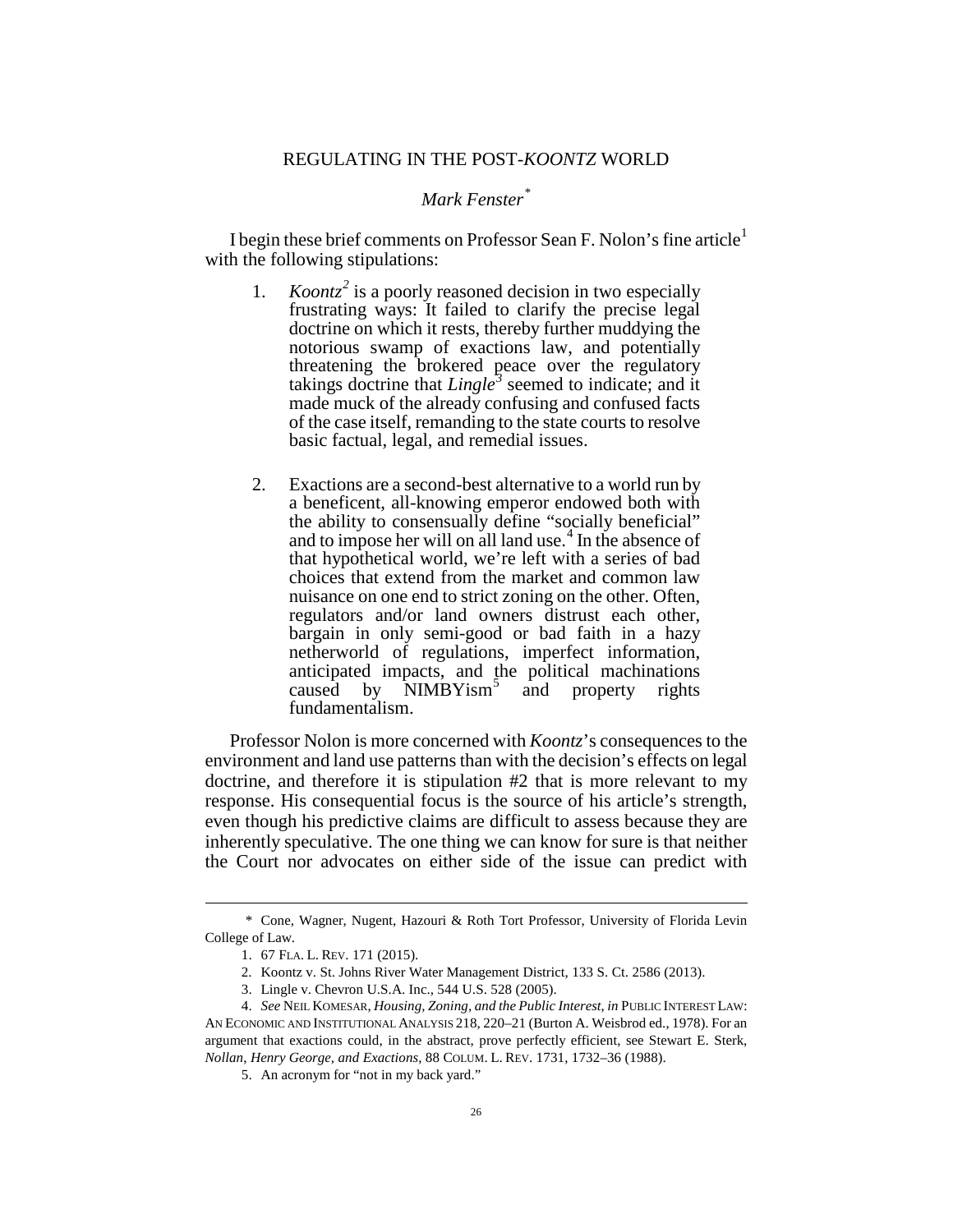# REGULATING IN THE POST-*KOONTZ* WORLD

## *Mark Fenster*[*]

I begin these brief comments on Professor Sean F. Nolon's fine article[1] with the following stipulations:

1. *Koontz*[2] is a poorly reasoned decision in two especially frustrating ways: It failed to clarify the precise legal doctrine on which it rests, thereby further muddying the notorious swamp of exactions law, and potentially threatening the brokered peace over the regulatory takings doctrine that *Lingle*[3] seemed to indicate; and it made muck of the already confusing and confused facts of the case itself, remanding to the state courts to resolve basic factual, legal, and remedial issues.

2. Exactions are a second-best alternative to a world run by a beneficent, all-knowing emperor endowed both with the ability to consensually define "socially beneficial" and to impose her will on all land use.[4] In the absence of that hypothetical world, we're left with a series of bad choices that extend from the market and common law nuisance on one end to strict zoning on the other. Often, regulators and/or land owners distrust each other, bargain in only semi-good or bad faith in a hazy netherworld of regulations, imperfect information, anticipated impacts, and the political machinations caused by NIMBYism[5] and property rights fundamentalism.

Professor Nolon is more concerned with *Koontz*'s consequences to the environment and land use patterns than with the decision's effects on legal doctrine, and therefore it is stipulation #2 that is more relevant to my response. His consequential focus is the source of his article's strength, even though his predictive claims are difficult to assess because they are inherently speculative. The one thing we can know for sure is that neither the Court nor advocates on either side of the issue can predict with

---

\* Cone, Wagner, Nugent, Hazouri & Roth Tort Professor, University of Florida Levin College of Law.

1. 67 FLA. L. REV. 171 (2015).

2. Koontz v. St. Johns River Water Management District, 133 S. Ct. 2586 (2013).

3. Lingle v. Chevron U.S.A. Inc., 544 U.S. 528 (2005).

4. *See* NEIL KOMESAR, *Housing, Zoning, and the Public Interest*, *in* PUBLIC INTEREST LAW: AN ECONOMIC AND INSTITUTIONAL ANALYSIS 218, 220–21 (Burton A. Weisbrod ed., 1978). For an argument that exactions could, in the abstract, prove perfectly efficient, see Stewart E. Sterk, *Nollan, Henry George, and Exactions*, 88 COLUM. L. REV. 1731, 1732–36 (1988).

5. An acronym for "not in my back yard."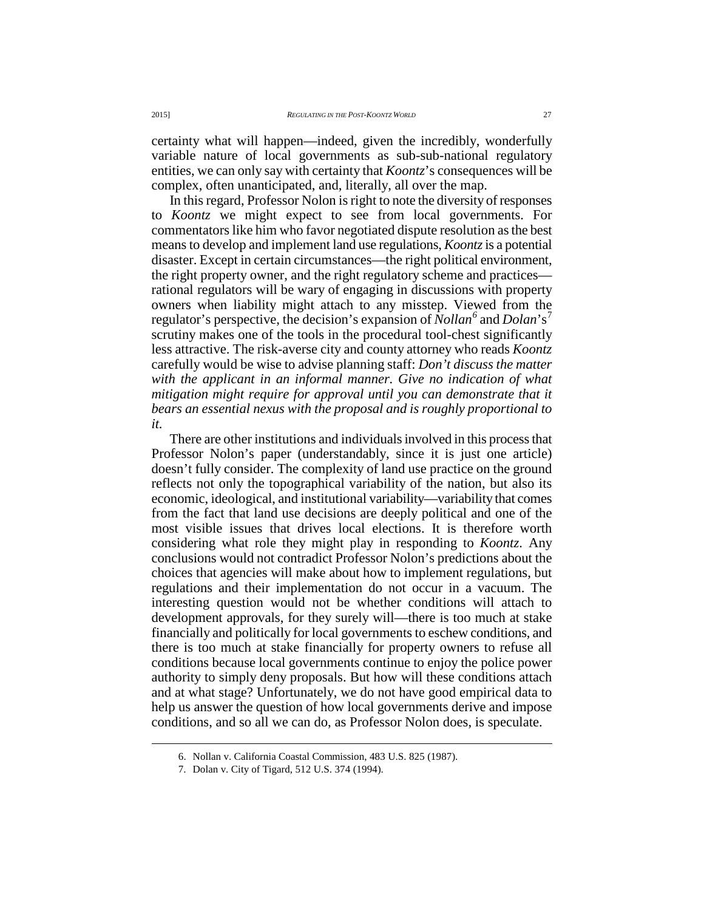certainty what will happen—indeed, given the incredibly, wonderfully variable nature of local governments as sub-sub-national regulatory entities, we can only say with certainty that *Koontz*'s consequences will be complex, often unanticipated, and, literally, all over the map.

In this regard, Professor Nolon is right to note the diversity of responses to *Koontz* we might expect to see from local governments. For commentators like him who favor negotiated dispute resolution as the best means to develop and implement land use regulations, *Koontz* is a potential disaster. Except in certain circumstances—the right political environment, the right property owner, and the right regulatory scheme and practices—rational regulators will be wary of engaging in discussions with property owners when liability might attach to any misstep. Viewed from the regulator's perspective, the decision's expansion of *Nollan*[6] and *Dolan*'s[7] scrutiny makes one of the tools in the procedural tool-chest significantly less attractive. The risk-averse city and county attorney who reads *Koontz* carefully would be wise to advise planning staff: *Don't discuss the matter with the applicant in an informal manner. Give no indication of what mitigation might require for approval until you can demonstrate that it bears an essential nexus with the proposal and is roughly proportional to it.*

There are other institutions and individuals involved in this process that Professor Nolon's paper (understandably, since it is just one article) doesn't fully consider. The complexity of land use practice on the ground reflects not only the topographical variability of the nation, but also its economic, ideological, and institutional variability—variability that comes from the fact that land use decisions are deeply political and one of the most visible issues that drives local elections. It is therefore worth considering what role they might play in responding to *Koontz*. Any conclusions would not contradict Professor Nolon's predictions about the choices that agencies will make about how to implement regulations, but regulations and their implementation do not occur in a vacuum. The interesting question would not be whether conditions will attach to development approvals, for they surely will—there is too much at stake financially and politically for local governments to eschew conditions, and there is too much at stake financially for property owners to refuse all conditions because local governments continue to enjoy the police power authority to simply deny proposals. But how will these conditions attach and at what stage? Unfortunately, we do not have good empirical data to help us answer the question of how local governments derive and impose conditions, and so all we can do, as Professor Nolon does, is speculate.

6. Nollan v. California Coastal Commission, 483 U.S. 825 (1987).

7. Dolan v. City of Tigard, 512 U.S. 374 (1994).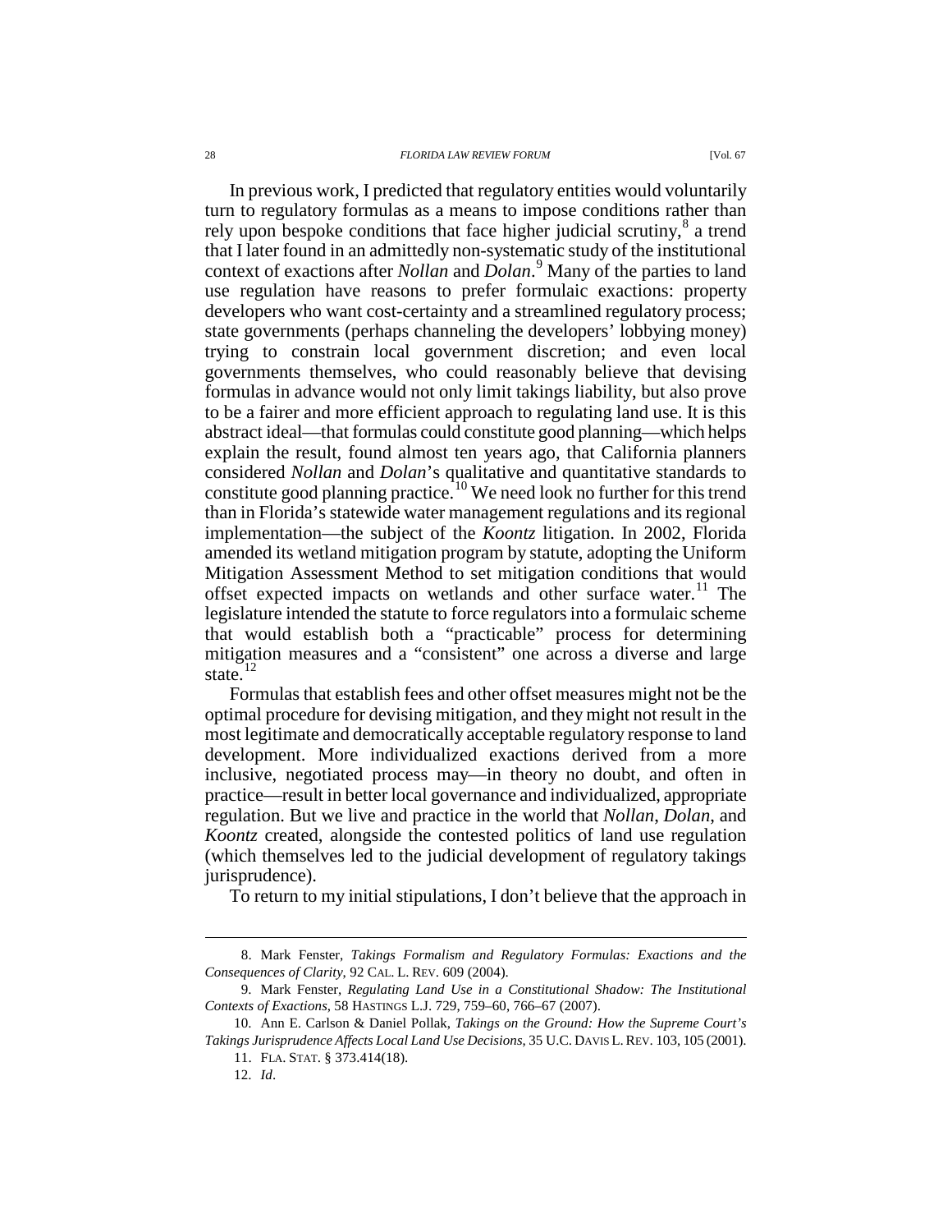In previous work, I predicted that regulatory entities would voluntarily turn to regulatory formulas as a means to impose conditions rather than rely upon bespoke conditions that face higher judicial scrutiny,[8] a trend that I later found in an admittedly non-systematic study of the institutional context of exactions after *Nollan* and *Dolan*.[9] Many of the parties to land use regulation have reasons to prefer formulaic exactions: property developers who want cost-certainty and a streamlined regulatory process; state governments (perhaps channeling the developers' lobbying money) trying to constrain local government discretion; and even local governments themselves, who could reasonably believe that devising formulas in advance would not only limit takings liability, but also prove to be a fairer and more efficient approach to regulating land use. It is this abstract ideal—that formulas could constitute good planning—which helps explain the result, found almost ten years ago, that California planners considered *Nollan* and *Dolan*'s qualitative and quantitative standards to constitute good planning practice.[10] We need look no further for this trend than in Florida's statewide water management regulations and its regional implementation—the subject of the *Koontz* litigation. In 2002, Florida amended its wetland mitigation program by statute, adopting the Uniform Mitigation Assessment Method to set mitigation conditions that would offset expected impacts on wetlands and other surface water.[11] The legislature intended the statute to force regulators into a formulaic scheme that would establish both a "practicable" process for determining mitigation measures and a "consistent" one across a diverse and large state.[12]

Formulas that establish fees and other offset measures might not be the optimal procedure for devising mitigation, and they might not result in the most legitimate and democratically acceptable regulatory response to land development. More individualized exactions derived from a more inclusive, negotiated process may—in theory no doubt, and often in practice—result in better local governance and individualized, appropriate regulation. But we live and practice in the world that *Nollan*, *Dolan*, and *Koontz* created, alongside the contested politics of land use regulation (which themselves led to the judicial development of regulatory takings jurisprudence).

To return to my initial stipulations, I don't believe that the approach in

---

8. Mark Fenster, *Takings Formalism and Regulatory Formulas: Exactions and the Consequences of Clarity*, 92 CAL. L. REV. 609 (2004).

9. Mark Fenster, *Regulating Land Use in a Constitutional Shadow: The Institutional Contexts of Exactions*, 58 HASTINGS L.J. 729, 759–60, 766–67 (2007).

10. Ann E. Carlson & Daniel Pollak, *Takings on the Ground: How the Supreme Court's Takings Jurisprudence Affects Local Land Use Decisions*, 35 U.C. DAVIS L. REV. 103, 105 (2001).

11. FLA. STAT. § 373.414(18).

12. *Id*.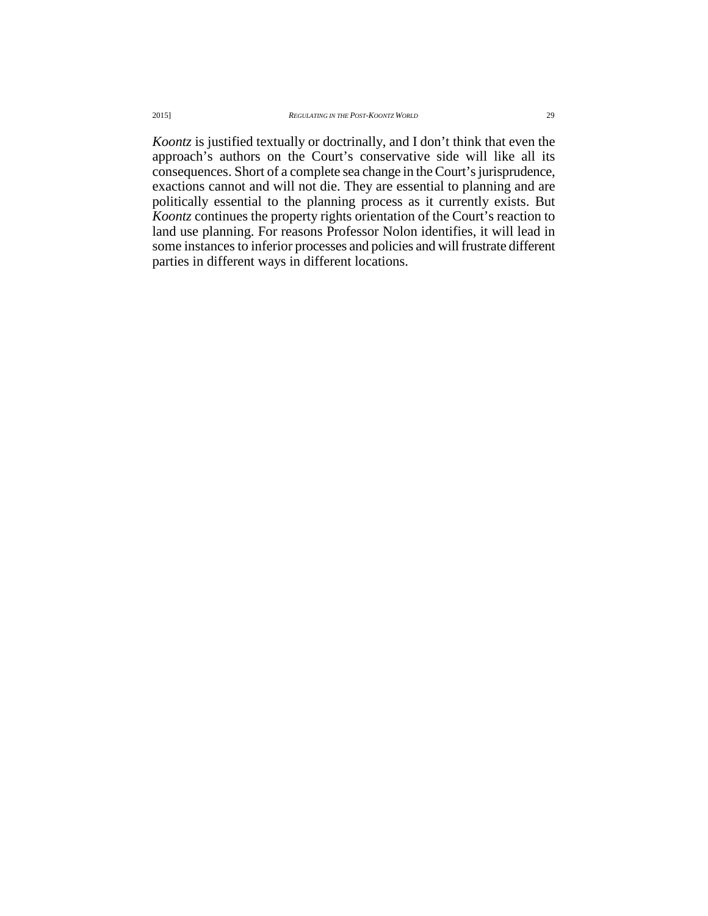*Koontz* is justified textually or doctrinally, and I don't think that even the approach's authors on the Court's conservative side will like all its consequences. Short of a complete sea change in the Court's jurisprudence, exactions cannot and will not die. They are essential to planning and are politically essential to the planning process as it currently exists. But *Koontz* continues the property rights orientation of the Court's reaction to land use planning. For reasons Professor Nolon identifies, it will lead in some instances to inferior processes and policies and will frustrate different parties in different ways in different locations.